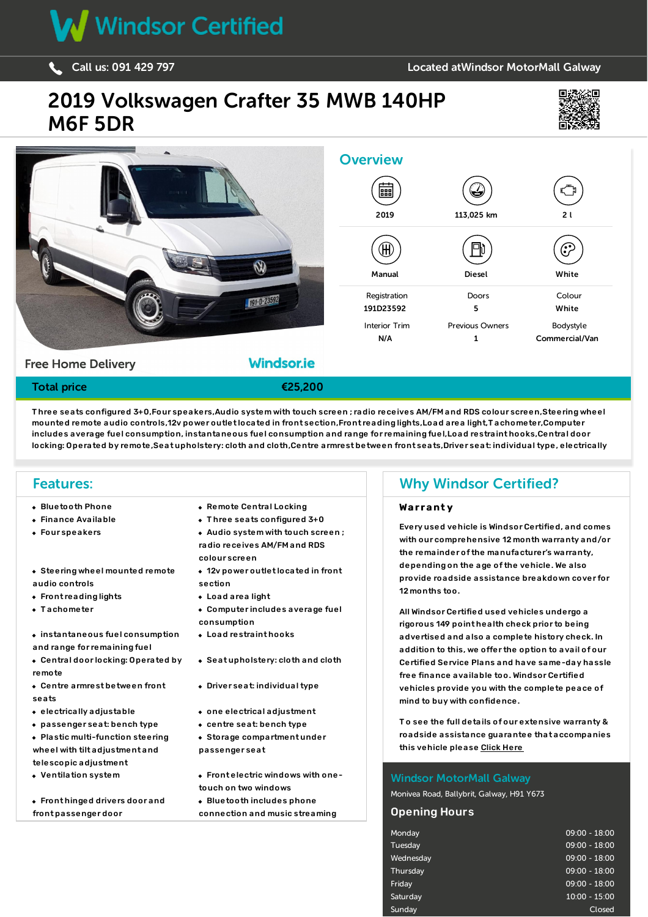# Windsor Certified

Call us: 091 429 797

Located atWindsor MotorMall Galway

# 2019 Volkswagen Crafter 35 MWB 140HP M6F 5DR

Free Home Delivery

Windsor.ie

## Overview

| | | |
|---|---|---|
| 2019 | 113,025 km | 2 l |
| Manual | Diesel | White |

| Registration | Doors | Colour |
|---|---|---|
| 191D23592 | 5 | White |
| **Interior Trim** | **Previous Owners** | **Bodystyle** |
| N/A | 1 | Commercial/Van |

**Total price** **€25,200**

Three seats configured 3+0,Four speakers,Audio system with touch screen ; radio receives AM/FM and RDS colour screen,Steering wheel mounted remote audio controls,12v power outlet located in front section,Front reading lights,Load area light,Tachometer,Computer includes average fuel consumption, instantaneous fuel consumption and range for remaining fuel,Load restraint hooks,Central door locking: Operated by remote,Seat upholstery: cloth and cloth,Centre armrest between front seats,Driver seat: individual type, electrically

## Features:

- Bluetooth Phone
- Remote Central Locking
- Finance Available
- Three seats configured 3+0
- Four speakers
- Audio system with touch screen ; radio receives AM/FM and RDS colour screen
- Steering wheel mounted remote audio controls
- 12v power outlet located in front section
- Front reading lights
- Load area light
- Tachometer
- Computer includes average fuel consumption
- instantaneous fuel consumption and range for remaining fuel
- Load restraint hooks
- Central door locking: Operated by remote
- Seat upholstery: cloth and cloth
- Centre armrest between front seats
- Driver seat: individual type
- electrically adjustable
- one electrical adjustment
- passenger seat: bench type
- centre seat: bench type
- Plastic multi-function steering wheel with tilt adjustment and telescopic adjustment
- Storage compartment under passenger seat
- Ventilation system
- Front electric windows with one-touch on two windows
- Front hinged drivers door and front passenger door
- Bluetooth includes phone connection and music streaming

## Why Windsor Certified?

**Warranty**

Every used vehicle is Windsor Certified, and comes with our comprehensive 12 month warranty and/or the remainder of the manufacturer's warranty, depending on the age of the vehicle. We also provide roadside assistance breakdown cover for 12 months too.

All Windsor Certified used vehicles undergo a rigorous 149 point health check prior to being advertised and also a complete history check. In addition to this, we offer the option to avail of our Certified Service Plans and have same-day hassle free finance available too. Windsor Certified vehicles provide you with the complete peace of mind to buy with confidence.

To see the full details of our extensive warranty & roadside assistance guarantee that accompanies this vehicle please Click Here

### Windsor MotorMall Galway

Monivea Road, Ballybrit, Galway, H91 Y673

### Opening Hours

| Day | Hours |
|---|---|
| Monday | 09:00 - 18:00 |
| Tuesday | 09:00 - 18:00 |
| Wednesday | 09:00 - 18:00 |
| Thursday | 09:00 - 18:00 |
| Friday | 09:00 - 18:00 |
| Saturday | 10:00 - 15:00 |
| Sunday | Closed |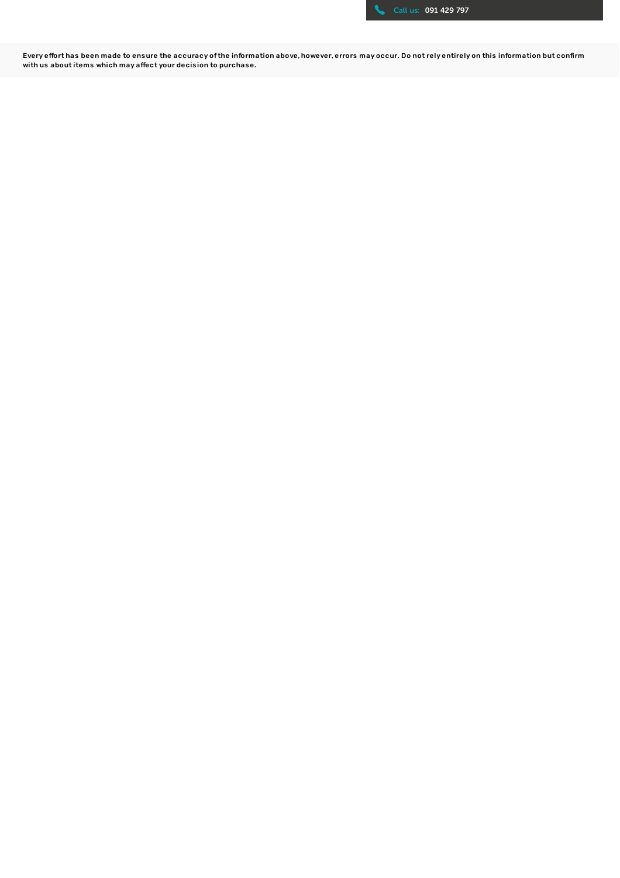Call us: 091 429 797

Every effort has been made to ensure the accuracy of the information above, however, errors may occur. Do not rely entirely on this information but confirm with us about items which may affect your decision to purchase.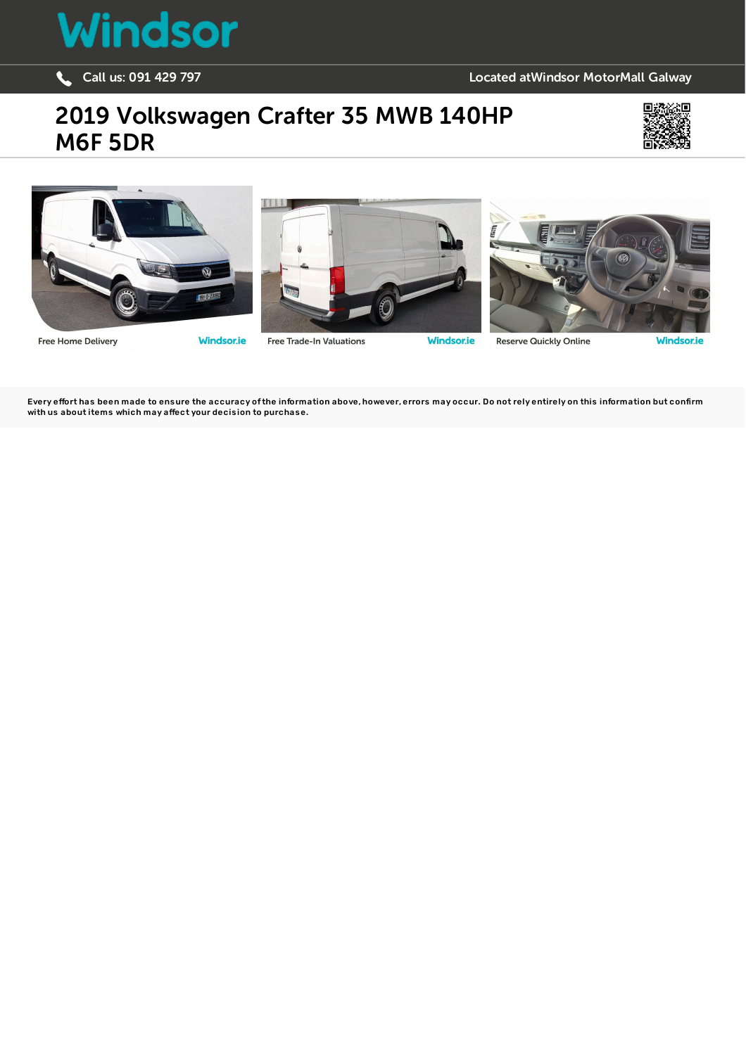# Windsor

Call us: 091 429 797

Located atWindsor MotorMall Galway

## 2019 Volkswagen Crafter 35 MWB 140HP M6F 5DR

Free Home Delivery Windsor.ie

Free Trade-In Valuations Windsor.ie

Reserve Quickly Online Windsor.ie

Every effort has been made to ensure the accuracy of the information above, however, errors may occur. Do not rely entirely on this information but confirm with us about items which may affect your decision to purchase.